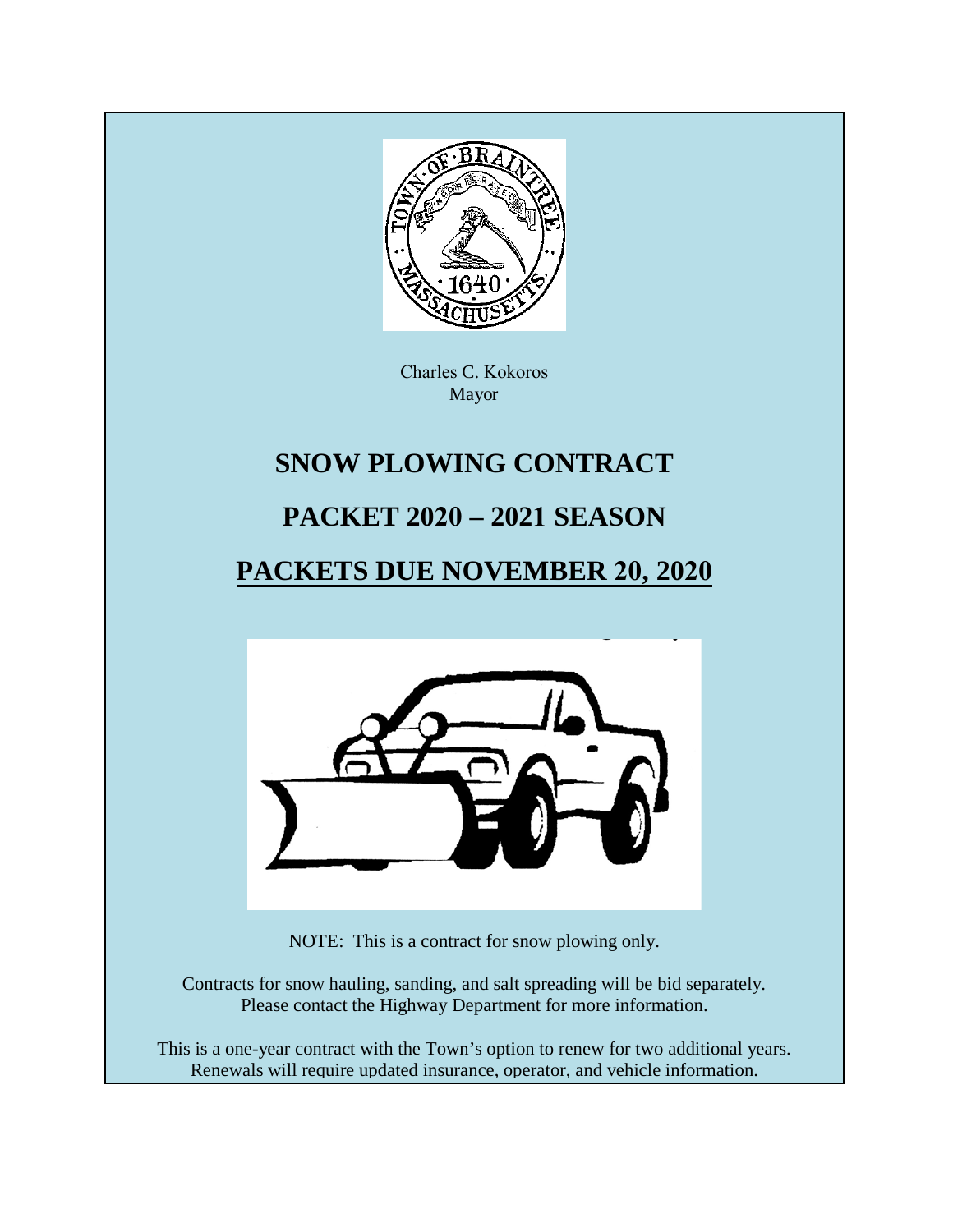Charles C. Kokoros
Mayor

# SNOW PLOWING CONTRACT

# PACKET 2020 – 2021 SEASON

# <u>PACKETS DUE NOVEMBER 20, 2020</u>

NOTE: This is a contract for snow plowing only.

Contracts for snow hauling, sanding, and salt spreading will be bid separately.
Please contact the Highway Department for more information.

This is a one-year contract with the Town's option to renew for two additional years.
Renewals will require updated insurance, operator, and vehicle information.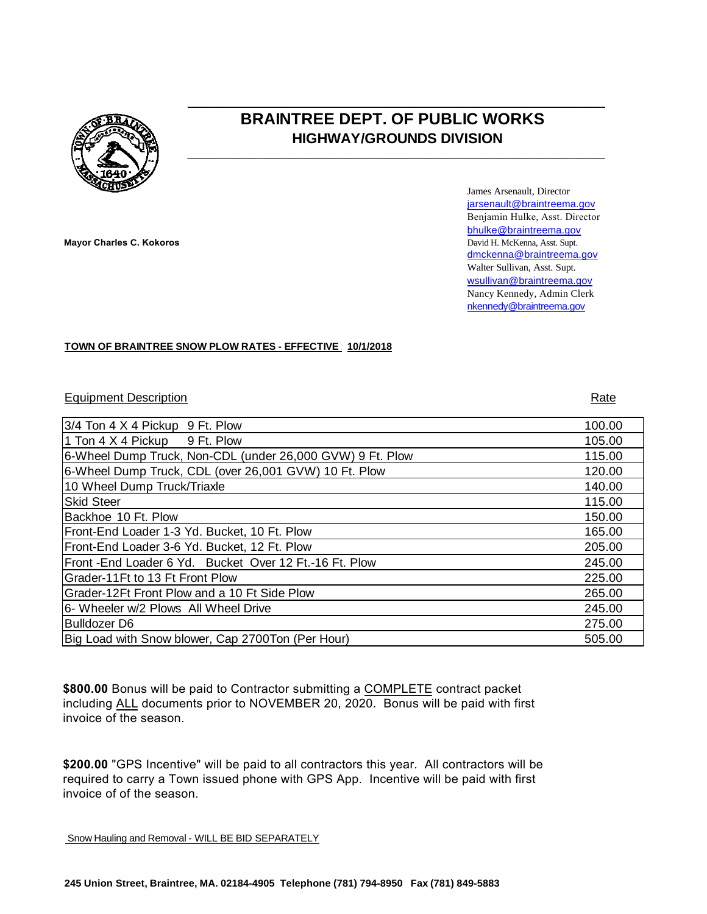# BRAINTREE DEPT. OF PUBLIC WORKS
## HIGHWAY/GROUNDS DIVISION

James Arsenault, Director
jarsenault@braintreema.gov
Benjamin Hulke, Asst. Director
bhulke@braintreema.gov
David H. McKenna, Asst. Supt.
dmckenna@braintreema.gov
Walter Sullivan, Asst. Supt.
wsullivan@braintreema.gov
Nancy Kennedy, Admin Clerk
nkennedy@braintreema.gov

**Mayor Charles C. Kokoros**

**TOWN OF BRAINTREE SNOW PLOW RATES - EFFECTIVE 10/1/2018**

| Equipment Description | Rate |
|---|---|
| 3/4 Ton 4 X 4 Pickup 9 Ft. Plow | 100.00 |
| 1 Ton 4 X 4 Pickup 9 Ft. Plow | 105.00 |
| 6-Wheel Dump Truck, Non-CDL (under 26,000 GVW) 9 Ft. Plow | 115.00 |
| 6-Wheel Dump Truck, CDL (over 26,001 GVW) 10 Ft. Plow | 120.00 |
| 10 Wheel Dump Truck/Triaxle | 140.00 |
| Skid Steer | 115.00 |
| Backhoe 10 Ft. Plow | 150.00 |
| Front-End Loader 1-3 Yd. Bucket, 10 Ft. Plow | 165.00 |
| Front-End Loader 3-6 Yd. Bucket, 12 Ft. Plow | 205.00 |
| Front -End Loader 6 Yd. Bucket Over 12 Ft.-16 Ft. Plow | 245.00 |
| Grader-11Ft to 13 Ft Front Plow | 225.00 |
| Grader-12Ft Front Plow and a 10 Ft Side Plow | 265.00 |
| 6- Wheeler w/2 Plows All Wheel Drive | 245.00 |
| Bulldozer D6 | 275.00 |
| Big Load with Snow blower, Cap 2700Ton (Per Hour) | 505.00 |

**$800.00** Bonus will be paid to Contractor submitting a COMPLETE contract packet including ALL documents prior to NOVEMBER 20, 2020. Bonus will be paid with first invoice of the season.

**$200.00** "GPS Incentive" will be paid to all contractors this year. All contractors will be required to carry a Town issued phone with GPS App. Incentive will be paid with first invoice of of the season.

Snow Hauling and Removal - WILL BE BID SEPARATELY

**245 Union Street, Braintree, MA. 02184-4905 Telephone (781) 794-8950 Fax (781) 849-5883**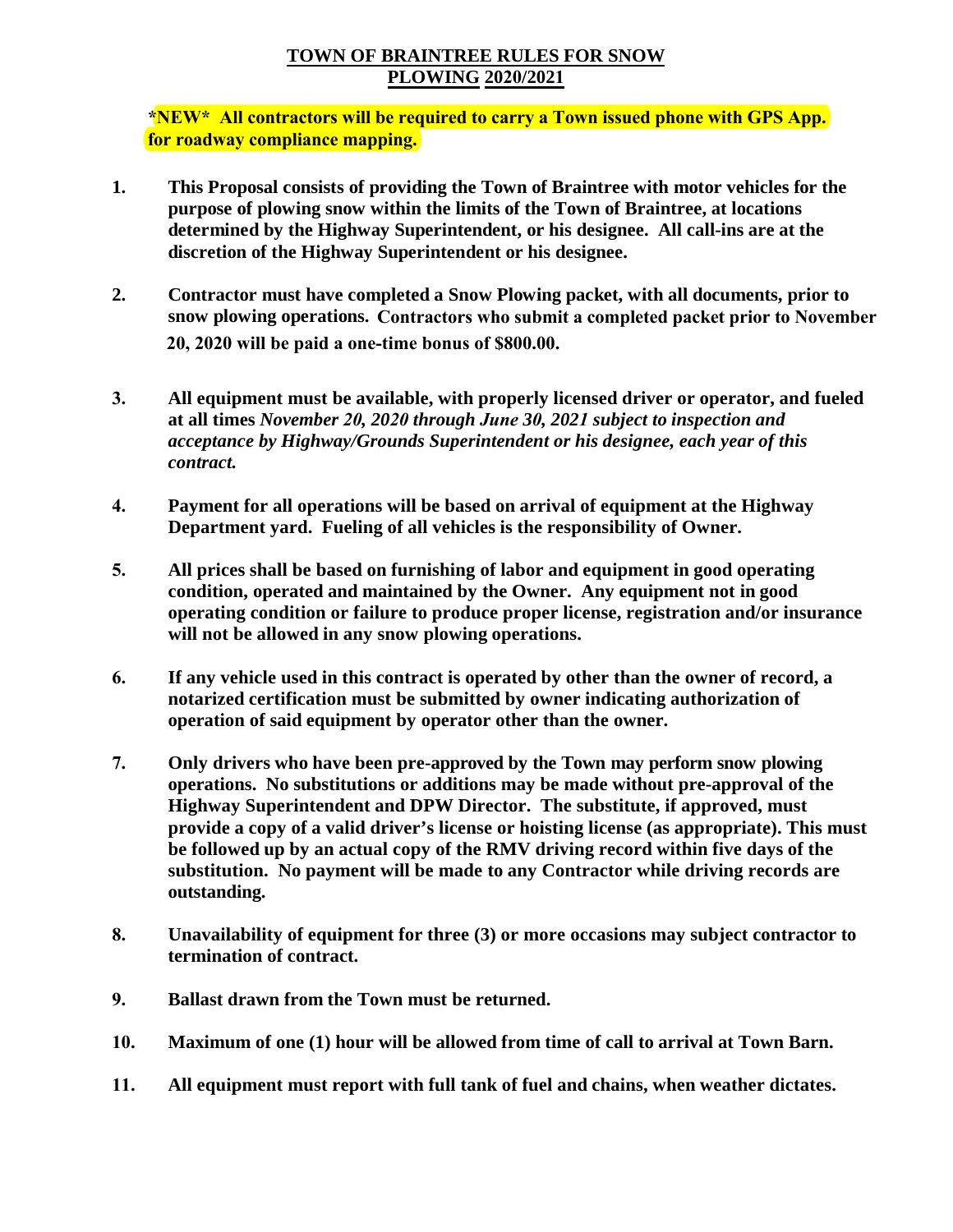# TOWN OF BRAINTREE RULES FOR SNOW PLOWING 2020/2021

**\*NEW\* All contractors will be required to carry a Town issued phone with GPS App. for roadway compliance mapping.**

1. **This Proposal consists of providing the Town of Braintree with motor vehicles for the purpose of plowing snow within the limits of the Town of Braintree, at locations determined by the Highway Superintendent, or his designee. All call-ins are at the discretion of the Highway Superintendent or his designee.**

2. **Contractor must have completed a Snow Plowing packet, with all documents, prior to snow plowing operations. Contractors who submit a completed packet prior to November 20, 2020 will be paid a one-time bonus of $800.00.**

3. **All equipment must be available, with properly licensed driver or operator, and fueled at all times *November 20, 2020 through June 30, 2021 subject to inspection and acceptance by Highway/Grounds Superintendent or his designee, each year of this contract.***

4. **Payment for all operations will be based on arrival of equipment at the Highway Department yard. Fueling of all vehicles is the responsibility of Owner.**

5. **All prices shall be based on furnishing of labor and equipment in good operating condition, operated and maintained by the Owner. Any equipment not in good operating condition or failure to produce proper license, registration and/or insurance will not be allowed in any snow plowing operations.**

6. **If any vehicle used in this contract is operated by other than the owner of record, a notarized certification must be submitted by owner indicating authorization of operation of said equipment by operator other than the owner.**

7. **Only drivers who have been pre-approved by the Town may perform snow plowing operations. No substitutions or additions may be made without pre-approval of the Highway Superintendent and DPW Director. The substitute, if approved, must provide a copy of a valid driver's license or hoisting license (as appropriate). This must be followed up by an actual copy of the RMV driving record within five days of the substitution. No payment will be made to any Contractor while driving records are outstanding.**

8. **Unavailability of equipment for three (3) or more occasions may subject contractor to termination of contract.**

9. **Ballast drawn from the Town must be returned.**

10. **Maximum of one (1) hour will be allowed from time of call to arrival at Town Barn.**

11. **All equipment must report with full tank of fuel and chains, when weather dictates.**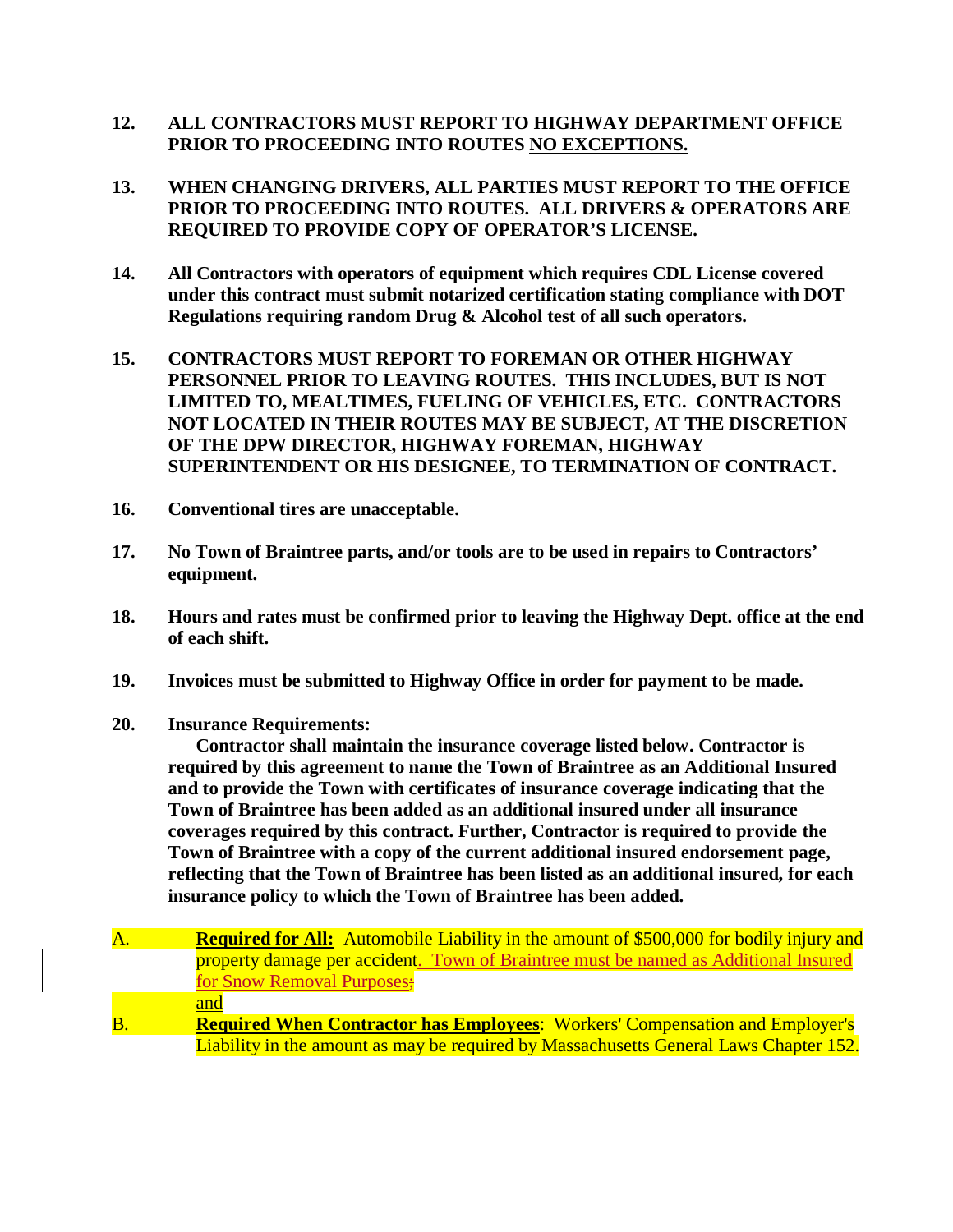**12. ALL CONTRACTORS MUST REPORT TO HIGHWAY DEPARTMENT OFFICE PRIOR TO PROCEEDING INTO ROUTES NO EXCEPTIONS.**

**13. WHEN CHANGING DRIVERS, ALL PARTIES MUST REPORT TO THE OFFICE PRIOR TO PROCEEDING INTO ROUTES. ALL DRIVERS & OPERATORS ARE REQUIRED TO PROVIDE COPY OF OPERATOR'S LICENSE.**

**14. All Contractors with operators of equipment which requires CDL License covered under this contract must submit notarized certification stating compliance with DOT Regulations requiring random Drug & Alcohol test of all such operators.**

**15. CONTRACTORS MUST REPORT TO FOREMAN OR OTHER HIGHWAY PERSONNEL PRIOR TO LEAVING ROUTES. THIS INCLUDES, BUT IS NOT LIMITED TO, MEALTIMES, FUELING OF VEHICLES, ETC. CONTRACTORS NOT LOCATED IN THEIR ROUTES MAY BE SUBJECT, AT THE DISCRETION OF THE DPW DIRECTOR, HIGHWAY FOREMAN, HIGHWAY SUPERINTENDENT OR HIS DESIGNEE, TO TERMINATION OF CONTRACT.**

**16. Conventional tires are unacceptable.**

**17. No Town of Braintree parts, and/or tools are to be used in repairs to Contractors' equipment.**

**18. Hours and rates must be confirmed prior to leaving the Highway Dept. office at the end of each shift.**

**19. Invoices must be submitted to Highway Office in order for payment to be made.**

**20. Insurance Requirements:**

**Contractor shall maintain the insurance coverage listed below. Contractor is required by this agreement to name the Town of Braintree as an Additional Insured and to provide the Town with certificates of insurance coverage indicating that the Town of Braintree has been added as an additional insured under all insurance coverages required by this contract. Further, Contractor is required to provide the Town of Braintree with a copy of the current additional insured endorsement page, reflecting that the Town of Braintree has been listed as an additional insured, for each insurance policy to which the Town of Braintree has been added.**

A. **Required for All:** Automobile Liability in the amount of $500,000 for bodily injury and property damage per accident. Town of Braintree must be named as Additional Insured for Snow Removal Purposes; and

B. **Required When Contractor has Employees**: Workers' Compensation and Employer's Liability in the amount as may be required by Massachusetts General Laws Chapter 152.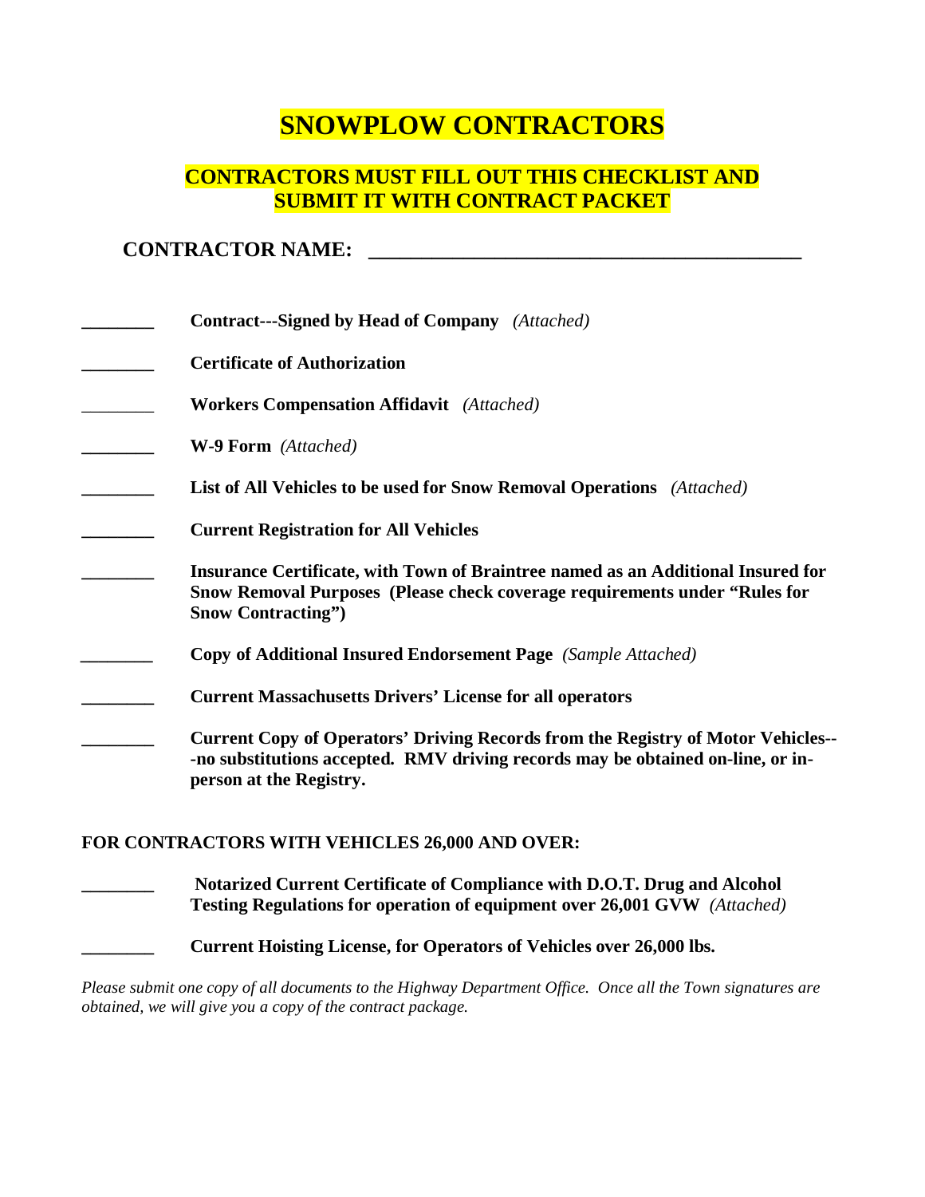# SNOWPLOW CONTRACTORS

## CONTRACTORS MUST FILL OUT THIS CHECKLIST AND SUBMIT IT WITH CONTRACT PACKET

**CONTRACTOR NAME: ___________________________________________**

________ **Contract---Signed by Head of Company** *(Attached)*

________ **Certificate of Authorization**

________ **Workers Compensation Affidavit** *(Attached)*

________ **W-9 Form** *(Attached)*

________ **List of All Vehicles to be used for Snow Removal Operations** *(Attached)*

________ **Current Registration for All Vehicles**

________ **Insurance Certificate, with Town of Braintree named as an Additional Insured for Snow Removal Purposes (Please check coverage requirements under "Rules for Snow Contracting")**

________ **Copy of Additional Insured Endorsement Page** *(Sample Attached)*

________ **Current Massachusetts Drivers' License for all operators**

________ **Current Copy of Operators' Driving Records from the Registry of Motor Vehicles---no substitutions accepted. RMV driving records may be obtained on-line, or in-person at the Registry.**

**FOR CONTRACTORS WITH VEHICLES 26,000 AND OVER:**

________ **Notarized Current Certificate of Compliance with D.O.T. Drug and Alcohol Testing Regulations for operation of equipment over 26,001 GVW** *(Attached)*

________ **Current Hoisting License, for Operators of Vehicles over 26,000 lbs.**

*Please submit one copy of all documents to the Highway Department Office. Once all the Town signatures are obtained, we will give you a copy of the contract package.*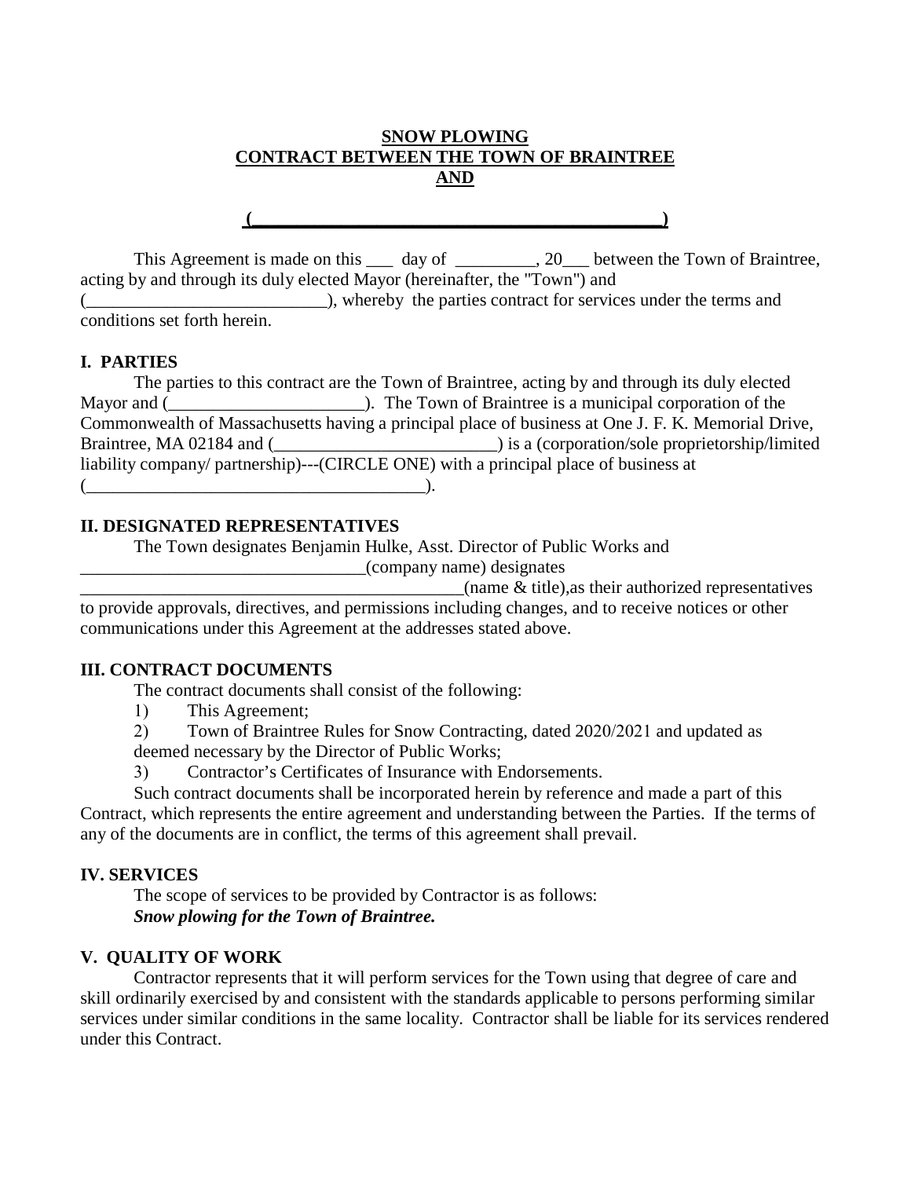**SNOW PLOWING**
**CONTRACT BETWEEN THE TOWN OF BRAINTREE**
**AND**

**(___________________________________________)**

This Agreement is made on this ___ day of _________, 20___ between the Town of Braintree, acting by and through its duly elected Mayor (hereinafter, the "Town") and (___________________________), whereby the parties contract for services under the terms and conditions set forth herein.

## I. PARTIES

The parties to this contract are the Town of Braintree, acting by and through its duly elected Mayor and (______________________). The Town of Braintree is a municipal corporation of the Commonwealth of Massachusetts having a principal place of business at One J. F. K. Memorial Drive, Braintree, MA 02184 and (_________________________) is a (corporation/sole proprietorship/limited liability company/ partnership)---(CIRCLE ONE) with a principal place of business at (______________________________________).

## II. DESIGNATED REPRESENTATIVES

The Town designates Benjamin Hulke, Asst. Director of Public Works and ________________________________(company name) designates ____________________________________________(name & title),as their authorized representatives to provide approvals, directives, and permissions including changes, and to receive notices or other communications under this Agreement at the addresses stated above.

## III. CONTRACT DOCUMENTS

The contract documents shall consist of the following:

1) This Agreement;
2) Town of Braintree Rules for Snow Contracting, dated 2020/2021 and updated as deemed necessary by the Director of Public Works;
3) Contractor's Certificates of Insurance with Endorsements.

Such contract documents shall be incorporated herein by reference and made a part of this Contract, which represents the entire agreement and understanding between the Parties. If the terms of any of the documents are in conflict, the terms of this agreement shall prevail.

## IV. SERVICES

The scope of services to be provided by Contractor is as follows:
***Snow plowing for the Town of Braintree.***

## V. QUALITY OF WORK

Contractor represents that it will perform services for the Town using that degree of care and skill ordinarily exercised by and consistent with the standards applicable to persons performing similar services under similar conditions in the same locality. Contractor shall be liable for its services rendered under this Contract.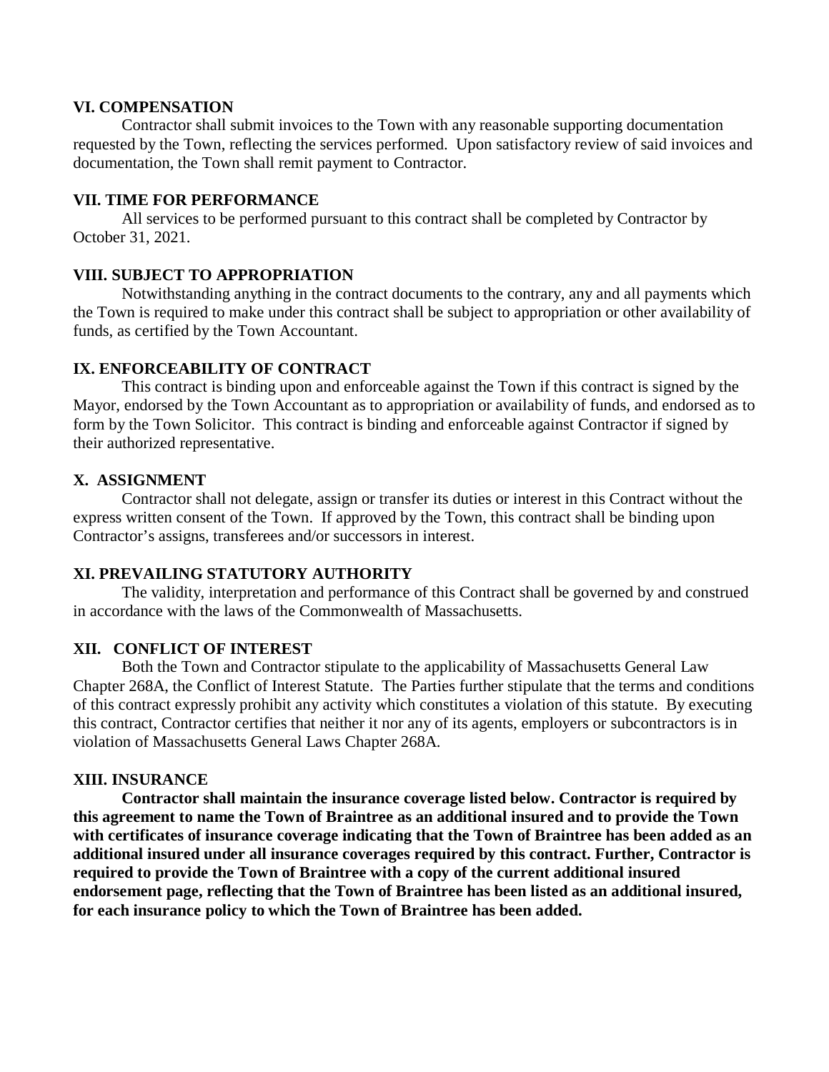### VI. COMPENSATION

Contractor shall submit invoices to the Town with any reasonable supporting documentation requested by the Town, reflecting the services performed. Upon satisfactory review of said invoices and documentation, the Town shall remit payment to Contractor.

### VII. TIME FOR PERFORMANCE

All services to be performed pursuant to this contract shall be completed by Contractor by October 31, 2021.

### VIII. SUBJECT TO APPROPRIATION

Notwithstanding anything in the contract documents to the contrary, any and all payments which the Town is required to make under this contract shall be subject to appropriation or other availability of funds, as certified by the Town Accountant.

### IX. ENFORCEABILITY OF CONTRACT

This contract is binding upon and enforceable against the Town if this contract is signed by the Mayor, endorsed by the Town Accountant as to appropriation or availability of funds, and endorsed as to form by the Town Solicitor. This contract is binding and enforceable against Contractor if signed by their authorized representative.

### X. ASSIGNMENT

Contractor shall not delegate, assign or transfer its duties or interest in this Contract without the express written consent of the Town. If approved by the Town, this contract shall be binding upon Contractor's assigns, transferees and/or successors in interest.

### XI. PREVAILING STATUTORY AUTHORITY

The validity, interpretation and performance of this Contract shall be governed by and construed in accordance with the laws of the Commonwealth of Massachusetts.

### XII. CONFLICT OF INTEREST

Both the Town and Contractor stipulate to the applicability of Massachusetts General Law Chapter 268A, the Conflict of Interest Statute. The Parties further stipulate that the terms and conditions of this contract expressly prohibit any activity which constitutes a violation of this statute. By executing this contract, Contractor certifies that neither it nor any of its agents, employers or subcontractors is in violation of Massachusetts General Laws Chapter 268A.

### XIII. INSURANCE

**Contractor shall maintain the insurance coverage listed below. Contractor is required by this agreement to name the Town of Braintree as an additional insured and to provide the Town with certificates of insurance coverage indicating that the Town of Braintree has been added as an additional insured under all insurance coverages required by this contract. Further, Contractor is required to provide the Town of Braintree with a copy of the current additional insured endorsement page, reflecting that the Town of Braintree has been listed as an additional insured, for each insurance policy to which the Town of Braintree has been added.**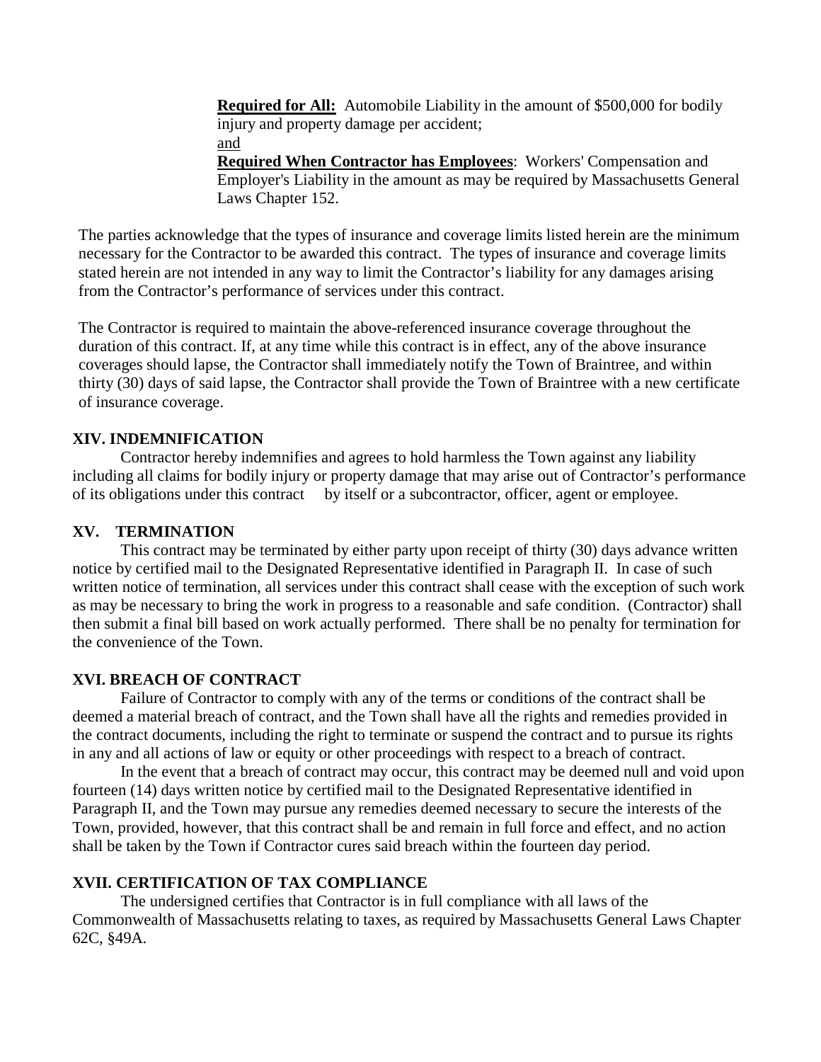**Required for All:** Automobile Liability in the amount of $500,000 for bodily injury and property damage per accident;
and
**Required When Contractor has Employees**: Workers' Compensation and Employer's Liability in the amount as may be required by Massachusetts General Laws Chapter 152.

The parties acknowledge that the types of insurance and coverage limits listed herein are the minimum necessary for the Contractor to be awarded this contract. The types of insurance and coverage limits stated herein are not intended in any way to limit the Contractor's liability for any damages arising from the Contractor's performance of services under this contract.

The Contractor is required to maintain the above-referenced insurance coverage throughout the duration of this contract. If, at any time while this contract is in effect, any of the above insurance coverages should lapse, the Contractor shall immediately notify the Town of Braintree, and within thirty (30) days of said lapse, the Contractor shall provide the Town of Braintree with a new certificate of insurance coverage.

## XIV. INDEMNIFICATION

Contractor hereby indemnifies and agrees to hold harmless the Town against any liability including all claims for bodily injury or property damage that may arise out of Contractor's performance of its obligations under this contract by itself or a subcontractor, officer, agent or employee.

## XV. TERMINATION

This contract may be terminated by either party upon receipt of thirty (30) days advance written notice by certified mail to the Designated Representative identified in Paragraph II. In case of such written notice of termination, all services under this contract shall cease with the exception of such work as may be necessary to bring the work in progress to a reasonable and safe condition. (Contractor) shall then submit a final bill based on work actually performed. There shall be no penalty for termination for the convenience of the Town.

## XVI. BREACH OF CONTRACT

Failure of Contractor to comply with any of the terms or conditions of the contract shall be deemed a material breach of contract, and the Town shall have all the rights and remedies provided in the contract documents, including the right to terminate or suspend the contract and to pursue its rights in any and all actions of law or equity or other proceedings with respect to a breach of contract.

In the event that a breach of contract may occur, this contract may be deemed null and void upon fourteen (14) days written notice by certified mail to the Designated Representative identified in Paragraph II, and the Town may pursue any remedies deemed necessary to secure the interests of the Town, provided, however, that this contract shall be and remain in full force and effect, and no action shall be taken by the Town if Contractor cures said breach within the fourteen day period.

## XVII. CERTIFICATION OF TAX COMPLIANCE

The undersigned certifies that Contractor is in full compliance with all laws of the Commonwealth of Massachusetts relating to taxes, as required by Massachusetts General Laws Chapter 62C, §49A.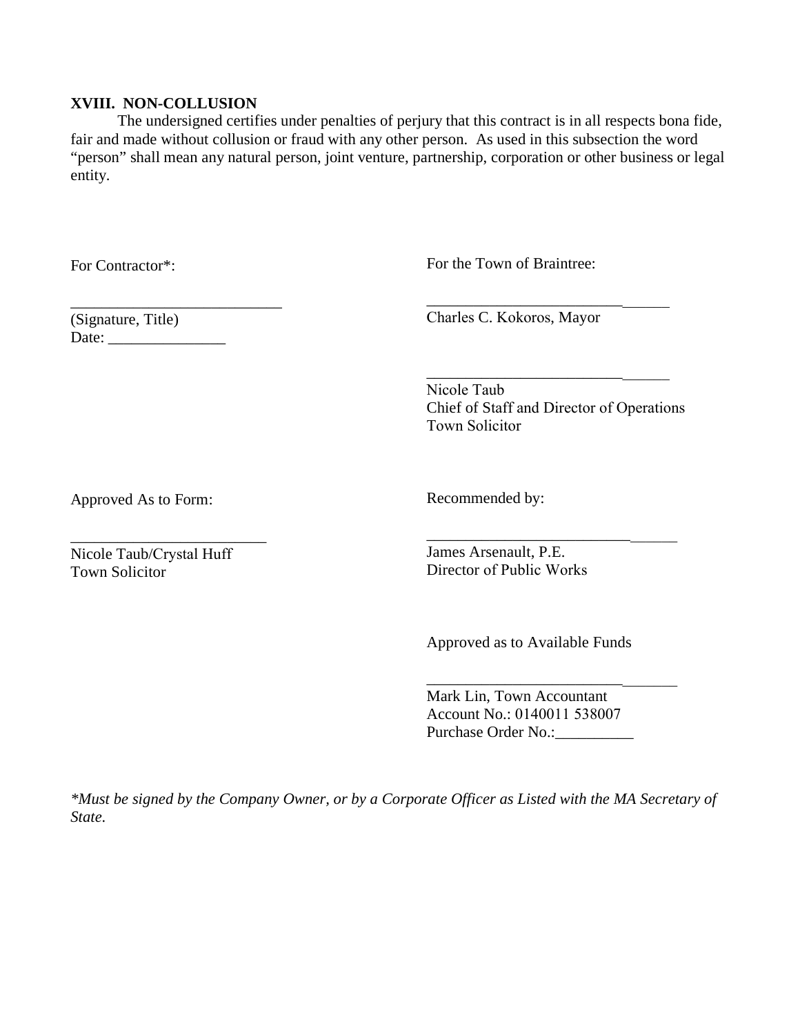**XVIII. NON-COLLUSION**

The undersigned certifies under penalties of perjury that this contract is in all respects bona fide, fair and made without collusion or fraud with any other person. As used in this subsection the word "person" shall mean any natural person, joint venture, partnership, corporation or other business or legal entity.

For Contractor*:

___________________________
(Signature, Title)
Date: _______________

For the Town of Braintree:

_______________________________
Charles C. Kokoros, Mayor

_______________________________
Nicole Taub
Chief of Staff and Director of Operations
Town Solicitor

Approved As to Form:

_________________________
Nicole Taub/Crystal Huff
Town Solicitor

Recommended by:

________________________________
James Arsenault, P.E.
Director of Public Works

Approved as to Available Funds

________________________________
Mark Lin, Town Accountant
Account No.: 0140011 538007
Purchase Order No.:__________

*\*Must be signed by the Company Owner, or by a Corporate Officer as Listed with the MA Secretary of State.*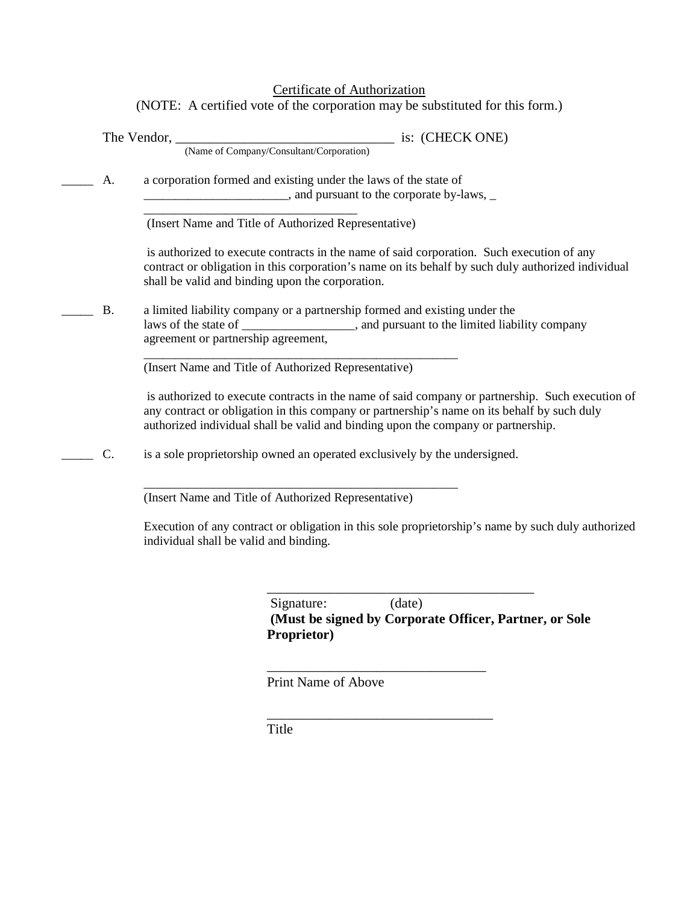Certificate of Authorization

(NOTE: A certified vote of the corporation may be substituted for this form.)

The Vendor, ________________________________ is: (CHECK ONE)
(Name of Company/Consultant/Corporation)

_____ A. a corporation formed and existing under the laws of the state of ______________________, and pursuant to the corporate by-laws, _

__________________________________
(Insert Name and Title of Authorized Representative)

is authorized to execute contracts in the name of said corporation. Such execution of any contract or obligation in this corporation's name on its behalf by such duly authorized individual shall be valid and binding upon the corporation.

_____ B. a limited liability company or a partnership formed and existing under the laws of the state of _________________, and pursuant to the limited liability company agreement or partnership agreement,

__________________________________________________
(Insert Name and Title of Authorized Representative)

is authorized to execute contracts in the name of said company or partnership. Such execution of any contract or obligation in this company or partnership's name on its behalf by such duly authorized individual shall be valid and binding upon the company or partnership.

_____ C. is a sole proprietorship owned an operated exclusively by the undersigned.

__________________________________________________
(Insert Name and Title of Authorized Representative)

Execution of any contract or obligation in this sole proprietorship's name by such duly authorized individual shall be valid and binding.

__________________________________________
Signature: (date)
**(Must be signed by Corporate Officer, Partner, or Sole Proprietor)**

________________________________
Print Name of Above

_________________________________
Title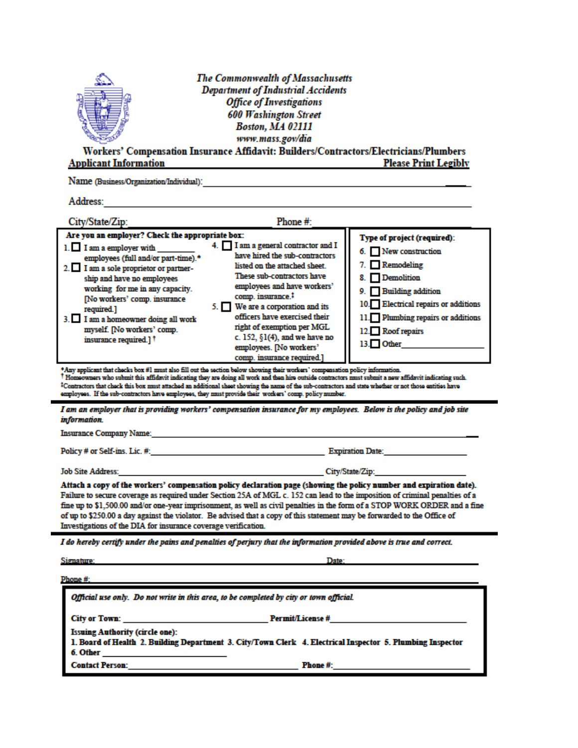*The Commonwealth of Massachusetts*
*Department of Industrial Accidents*
*Office of Investigations*
*600 Washington Street*
*Boston, MA 02111*
*www.mass.gov/dia*

## Workers' Compensation Insurance Affidavit: Builders/Contractors/Electricians/Plumbers

**Applicant Information** **Please Print Legibly**

Name (Business/Organization/Individual): ______________________________________________

Address: ______________________________________________

City/State/Zip: ______________________ Phone #: ______________________

**Are you an employer? Check the appropriate box:**

1. ☐ I am a employer with ________ employees (full and/or part-time).*
2. ☐ I am a sole proprietor or partnership and have no employees working for me in any capacity. [No workers' comp. insurance required.]
3. ☐ I am a homeowner doing all work myself. [No workers' comp. insurance required.] †
4. ☐ I am a general contractor and I have hired the sub-contractors listed on the attached sheet. These sub-contractors have employees and have workers' comp. insurance.‡
5. ☐ We are a corporation and its officers have exercised their right of exemption per MGL c. 152, §1(4), and we have no employees. [No workers' comp. insurance required.]

**Type of project (required):**

6. ☐ New construction
7. ☐ Remodeling
8. ☐ Demolition
9. ☐ Building addition
10. ☐ Electrical repairs or additions
11. ☐ Plumbing repairs or additions
12. ☐ Roof repairs
13. ☐ Other ______________

*Any applicant that checks box #1 must also fill out the section below showing their workers' compensation policy information.
† Homeowners who submit this affidavit indicating they are doing all work and then hire outside contractors must submit a new affidavit indicating such.
‡Contractors that check this box must attached an additional sheet showing the name of the sub-contractors and state whether or not those entities have employees. If the sub-contractors have employees, they must provide their workers' comp. policy number.

***I am an employer that is providing workers' compensation insurance for my employees. Below is the policy and job site information.***

Insurance Company Name: ______________________________________________

Policy # or Self-ins. Lic. #: ______________________ Expiration Date: ______________

Job Site Address: ______________________ City/State/Zip: ______________

**Attach a copy of the workers' compensation policy declaration page (showing the policy number and expiration date).** Failure to secure coverage as required under Section 25A of MGL c. 152 can lead to the imposition of criminal penalties of a fine up to $1,500.00 and/or one-year imprisonment, as well as civil penalties in the form of a STOP WORK ORDER and a fine of up to $250.00 a day against the violator. Be advised that a copy of this statement may be forwarded to the Office of Investigations of the DIA for insurance coverage verification.

***I do hereby certify under the pains and penalties of perjury that the information provided above is true and correct.***

Signature: ______________________ Date: ______________

Phone #: ______________________

***Official use only. Do not write in this area, to be completed by city or town official.***

**City or Town:** ______________ **Permit/License #** ______________

**Issuing Authority (circle one):**
**1. Board of Health 2. Building Department 3. City/Town Clerk 4. Electrical Inspector 5. Plumbing Inspector 6. Other** ______________

**Contact Person:** ______________ **Phone #:** ______________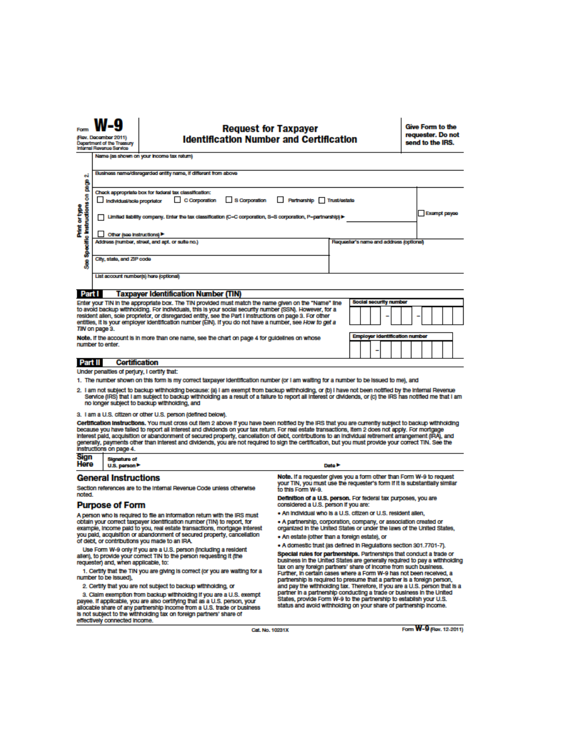Form **W-9**
(Rev. December 2011)
Department of the Treasury
Internal Revenue Service

# Request for Taxpayer Identification Number and Certification

**Give Form to the requester. Do not send to the IRS.**

Print or type
See Specific Instructions on page 2.

Name (as shown on your income tax return)

Business name/disregarded entity name, if different from above

Check appropriate box for federal tax classification:
☐ Individual/sole proprietor ☐ C Corporation ☐ S Corporation ☐ Partnership ☐ Trust/estate

☐ Limited liability company. Enter the tax classification (C=C corporation, S=S corporation, P=partnership) ▶

☐ Other (see instructions) ▶

☐ Exempt payee

Address (number, street, and apt. or suite no.)

Requester's name and address (optional)

City, state, and ZIP code

List account number(s) here (optional)

## Part I Taxpayer Identification Number (TIN)

Enter your TIN in the appropriate box. The TIN provided must match the name given on the "Name" line to avoid backup withholding. For individuals, this is your social security number (SSN). However, for a resident alien, sole proprietor, or disregarded entity, see the Part I instructions on page 3. For other entities, it is your employer identification number (EIN). If you do not have a number, see *How to get a TIN* on page 3.

**Note.** If the account is in more than one name, see the chart on page 4 for guidelines on whose number to enter.

Social security number

Employer identification number

## Part II Certification

Under penalties of perjury, I certify that:

1. The number shown on this form is my correct taxpayer identification number (or I am waiting for a number to be issued to me), and
2. I am not subject to backup withholding because: (a) I am exempt from backup withholding, or (b) I have not been notified by the Internal Revenue Service (IRS) that I am subject to backup withholding as a result of a failure to report all interest or dividends, or (c) the IRS has notified me that I am no longer subject to backup withholding, and
3. I am a U.S. citizen or other U.S. person (defined below).

**Certification instructions.** You must cross out item 2 above if you have been notified by the IRS that you are currently subject to backup withholding because you have failed to report all interest and dividends on your tax return. For real estate transactions, item 2 does not apply. For mortgage interest paid, acquisition or abandonment of secured property, cancellation of debt, contributions to an individual retirement arrangement (IRA), and generally, payments other than interest and dividends, you are not required to sign the certification, but you must provide your correct TIN. See the instructions on page 4.

**Sign Here** Signature of U.S. person ▶ Date ▶

## General Instructions

Section references are to the Internal Revenue Code unless otherwise noted.

## Purpose of Form

A person who is required to file an information return with the IRS must obtain your correct taxpayer identification number (TIN) to report, for example, income paid to you, real estate transactions, mortgage interest you paid, acquisition or abandonment of secured property, cancellation of debt, or contributions you made to an IRA.

Use Form W-9 only if you are a U.S. person (including a resident alien), to provide your correct TIN to the person requesting it (the requester) and, when applicable, to:

1. Certify that the TIN you are giving is correct (or you are waiting for a number to be issued),
2. Certify that you are not subject to backup withholding, or
3. Claim exemption from backup withholding if you are a U.S. exempt payee. If applicable, you are also certifying that as a U.S. person, your allocable share of any partnership income from a U.S. trade or business is not subject to the withholding tax on foreign partners' share of effectively connected income.

**Note.** If a requester gives you a form other than Form W-9 to request your TIN, you must use the requester's form if it is substantially similar to this Form W-9.

**Definition of a U.S. person.** For federal tax purposes, you are considered a U.S. person if you are:

- An individual who is a U.S. citizen or U.S. resident alien,
- A partnership, corporation, company, or association created or organized in the United States or under the laws of the United States,
- An estate (other than a foreign estate), or
- A domestic trust (as defined in Regulations section 301.7701-7).

**Special rules for partnerships.** Partnerships that conduct a trade or business in the United States are generally required to pay a withholding tax on any foreign partners' share of income from such business. Further, in certain cases where a Form W-9 has not been received, a partnership is required to presume that a partner is a foreign person, and pay the withholding tax. Therefore, if you are a U.S. person that is a partner in a partnership conducting a trade or business in the United States, provide Form W-9 to the partnership to establish your U.S. status and avoid withholding on your share of partnership income.

Cat. No. 10231X

Form **W-9** (Rev. 12-2011)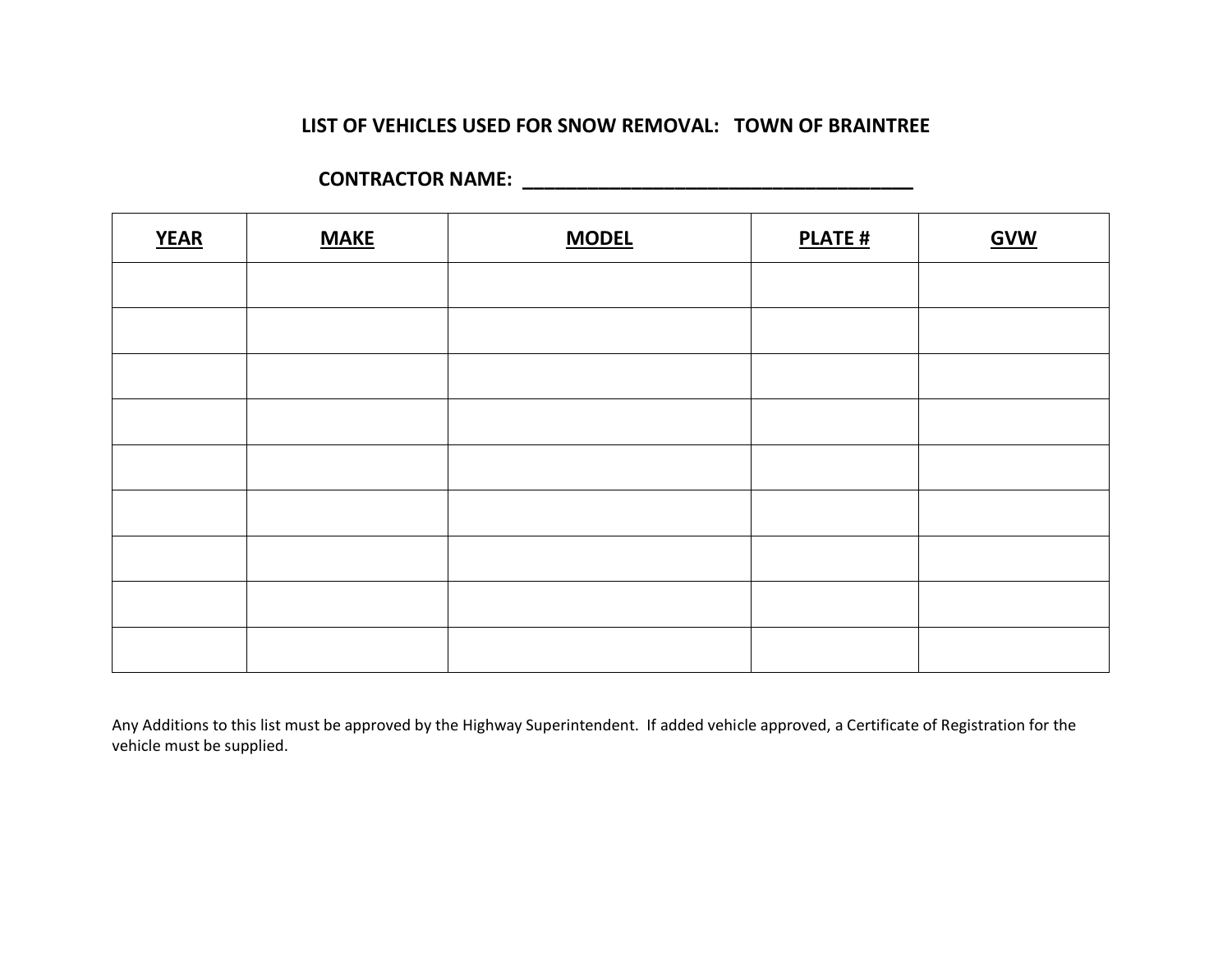## LIST OF VEHICLES USED FOR SNOW REMOVAL: TOWN OF BRAINTREE

**CONTRACTOR NAME: ______________________________________**

| YEAR | MAKE | MODEL | PLATE # | GVW |
|---|---|---|---|---|
| | | | | |
| | | | | |
| | | | | |
| | | | | |
| | | | | |
| | | | | |
| | | | | |
| | | | | |
| | | | | |

Any Additions to this list must be approved by the Highway Superintendent. If added vehicle approved, a Certificate of Registration for the vehicle must be supplied.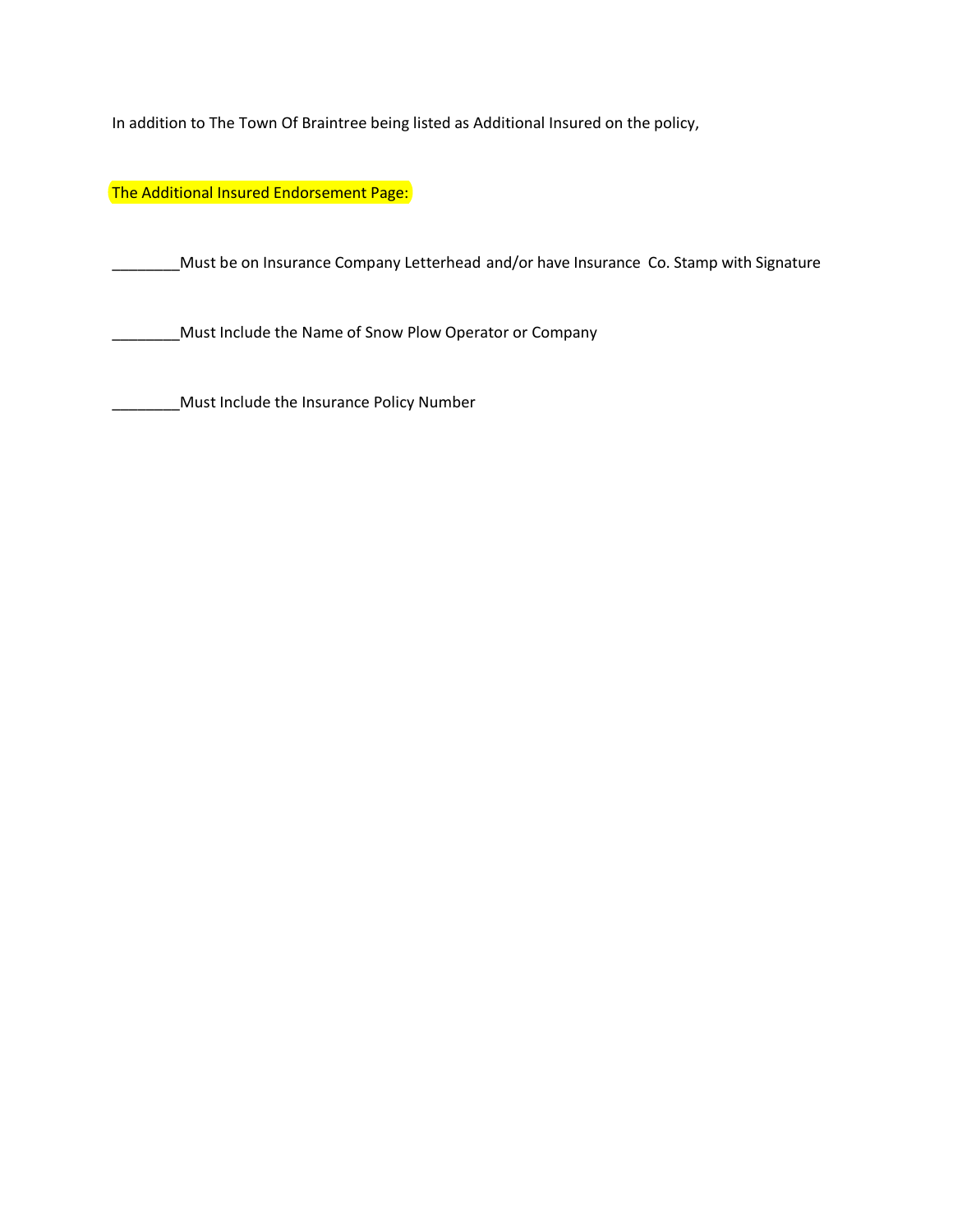In addition to The Town Of Braintree being listed as Additional Insured on the policy,

The Additional Insured Endorsement Page:

________Must be on Insurance Company Letterhead and/or have Insurance Co. Stamp with Signature

________Must Include the Name of Snow Plow Operator or Company

________Must Include the Insurance Policy Number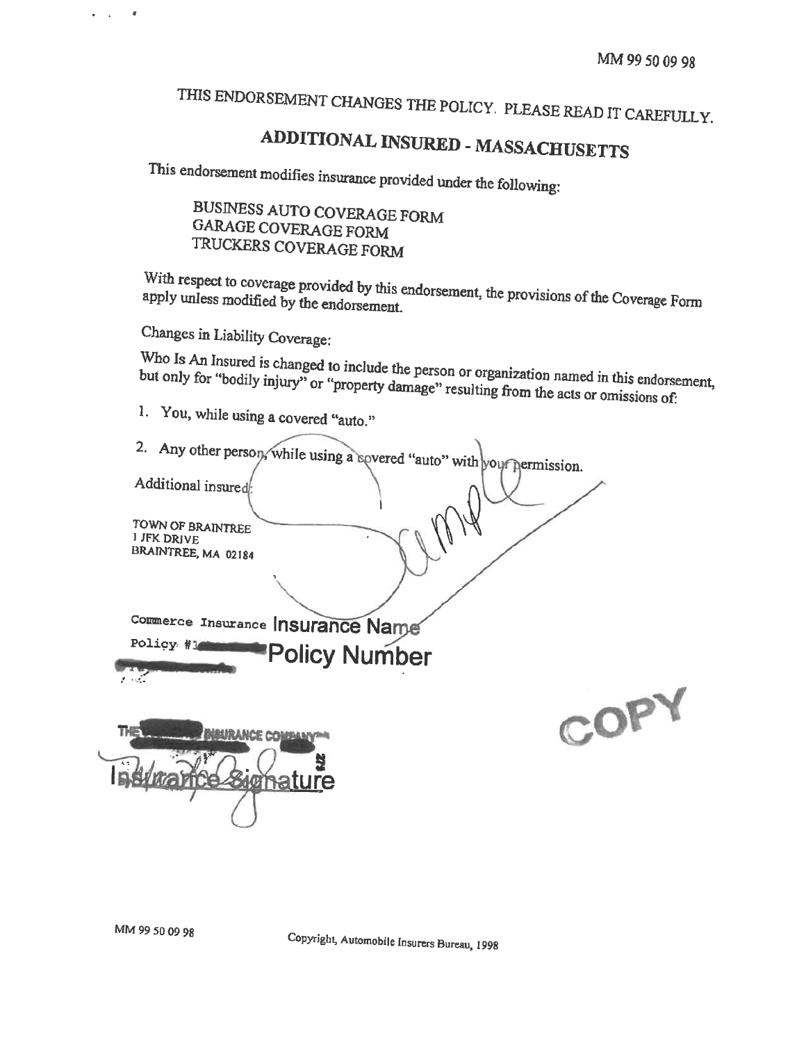MM 99 50 09 98

# THIS ENDORSEMENT CHANGES THE POLICY. PLEASE READ IT CAREFULLY.

## ADDITIONAL INSURED - MASSACHUSETTS

This endorsement modifies insurance provided under the following:

BUSINESS AUTO COVERAGE FORM
GARAGE COVERAGE FORM
TRUCKERS COVERAGE FORM

With respect to coverage provided by this endorsement, the provisions of the Coverage Form apply unless modified by the endorsement.

Changes in Liability Coverage:

Who Is An Insured is changed to include the person or organization named in this endorsement, but only for "bodily injury" or "property damage" resulting from the acts or omissions of:

1. You, while using a covered "auto."
2. Any other person, while using a covered "auto" with your permission.

Additional insured:

TOWN OF BRAINTREE
1 JFK DRIVE
BRAINTREE, MA 02184

Sample

Commerce Insurance **Insurance Name**

Policy #1 **Policy Number**

THE INSURANCE COMPANY

Insurance Signature

COPY

Copyright, Automobile Insurers Bureau, 1998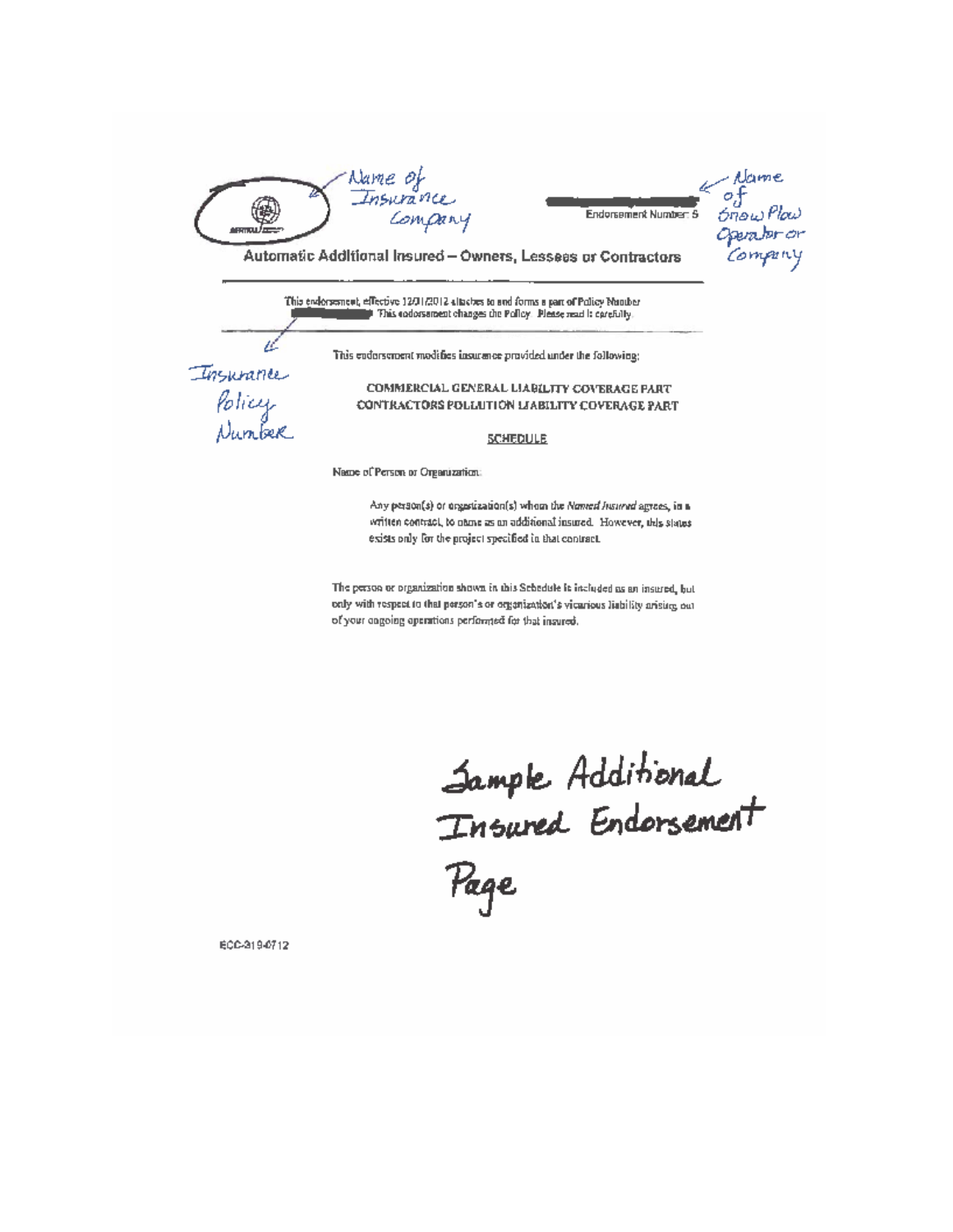Name of Insurance Company

Endorsement Number: 5

Name of Snow Plow Operator or Company

## Automatic Additional Insured – Owners, Lessees or Contractors

This endorsement, effective 12/01/2012 attaches to and forms a part of Policy Number ████████ This endorsement changes the Policy. Please read it carefully.

Insurance Policy Number

This endorsement modifies insurance provided under the following:

COMMERCIAL GENERAL LIABILITY COVERAGE PART
CONTRACTORS POLLUTION LIABILITY COVERAGE PART

SCHEDULE

Name of Person or Organization:

> Any person(s) or organization(s) whom the *Named Insured* agrees, in a written contract, to name as an additional insured. However, this status exists only for the project specified in that contract.

The person or organization shown in this Schedule is included as an insured, but only with respect to that person's or organization's vicarious liability arising out of your ongoing operations performed for that insured.

Sample Additional Insured Endorsement Page

ECC-3194712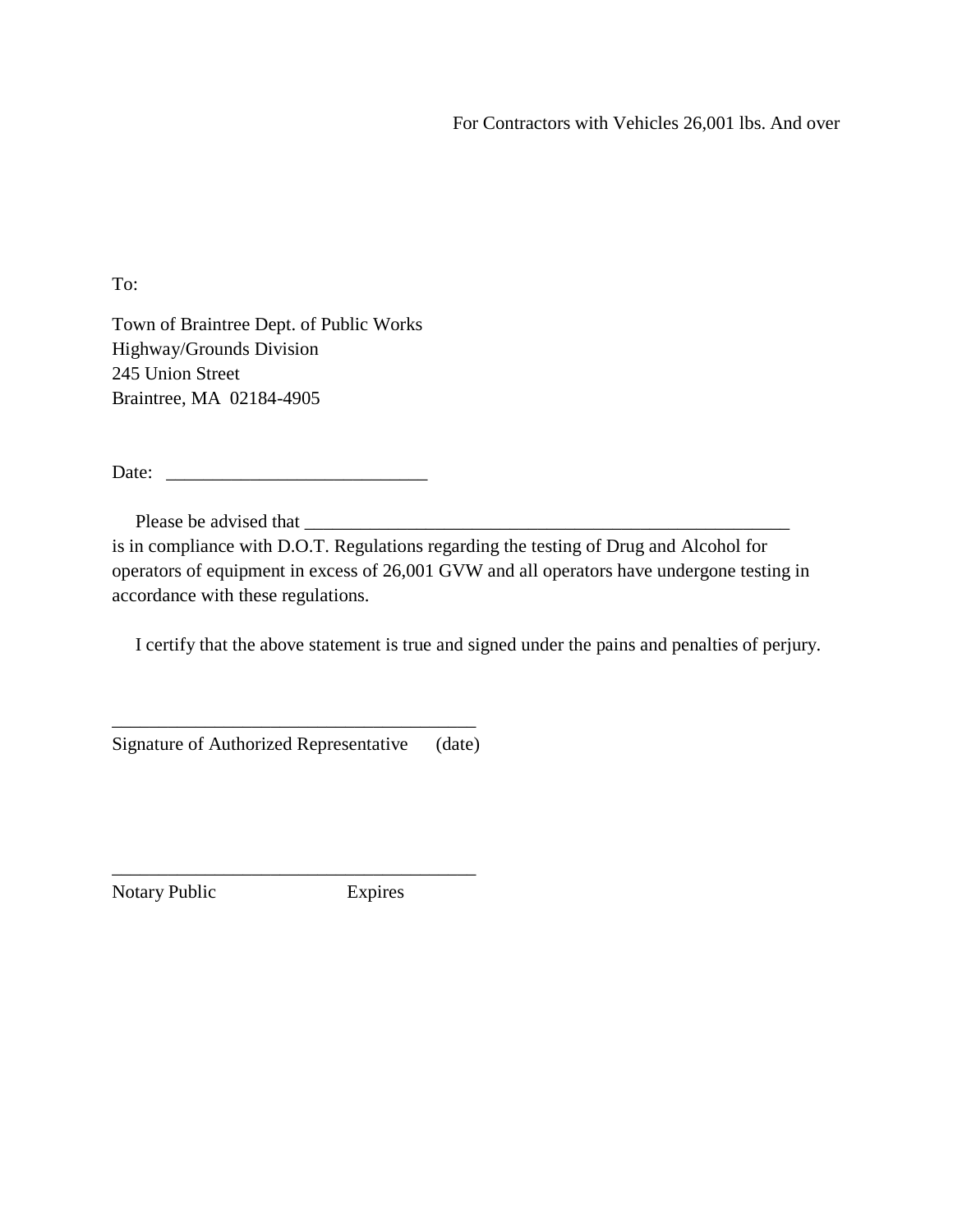For Contractors with Vehicles 26,001 lbs. And over

To:

Town of Braintree Dept. of Public Works
Highway/Grounds Division
245 Union Street
Braintree, MA 02184-4905

Date: ____________________________

Please be advised that ______________________________________________________ is in compliance with D.O.T. Regulations regarding the testing of Drug and Alcohol for operators of equipment in excess of 26,001 GVW and all operators have undergone testing in accordance with these regulations.

I certify that the above statement is true and signed under the pains and penalties of perjury.

________________________________________
Signature of Authorized Representative (date)

________________________________________
Notary Public Expires